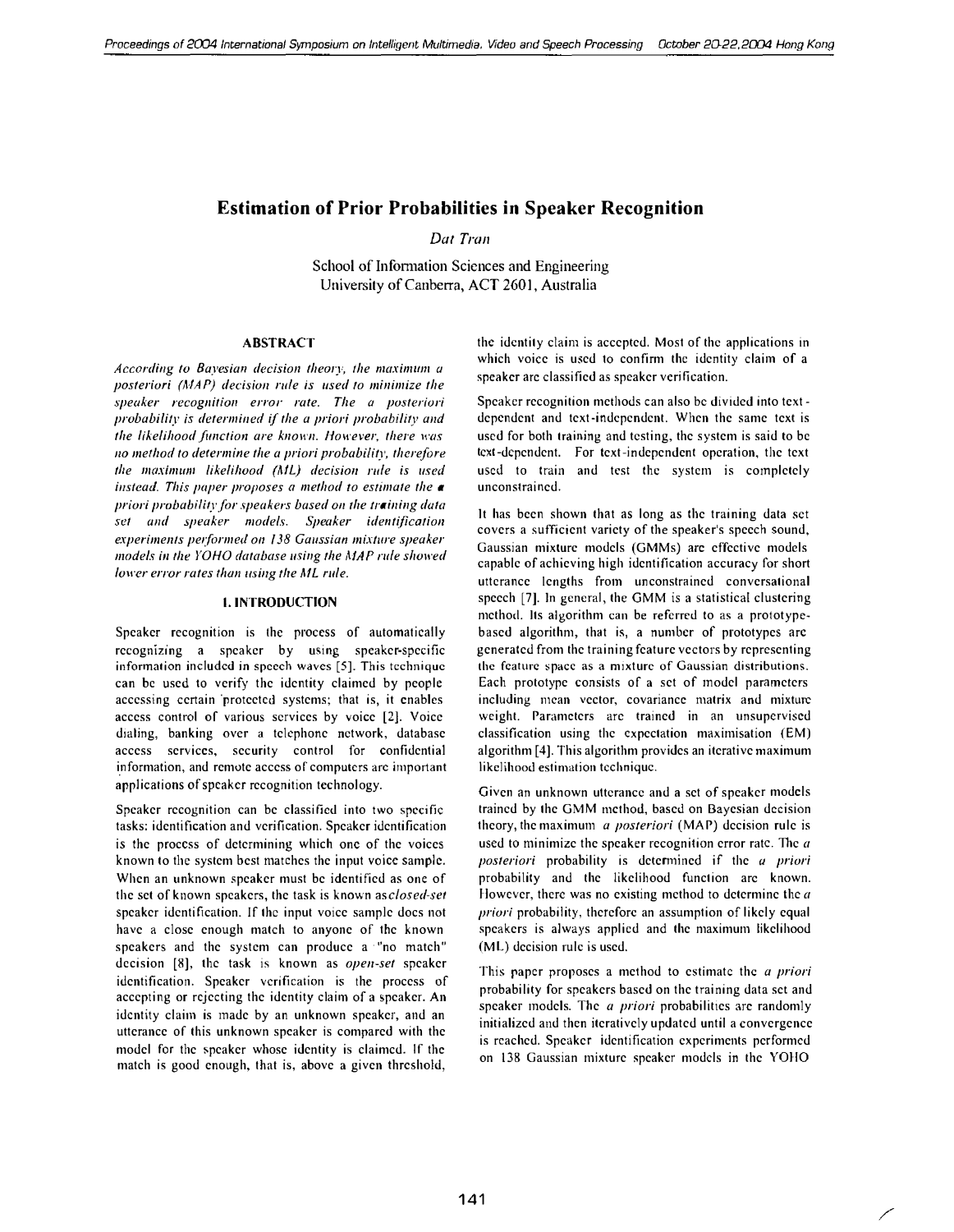# Estimation of Prior Probabilities in Speaker Recognition

*Dat Tran*

School of Information Sciences and Engineering
University of Canberra, ACT 2601, Australia

## ABSTRACT

*According to Bayesian decision theory, the maximum a posteriori (MAP) decision rule is used to minimize the speaker recognition error rate. The a posteriori probability is determined if the a priori probability and the likelihood function are known. However, there was no method to determine the a priori probability, therefore the maximum likelihood (ML) decision rule is used instead. This paper proposes a method to estimate the a priori probability for speakers based on the training data set and speaker models. Speaker identification experiments performed on 138 Gaussian mixture speaker models in the YOHO database using the MAP rule showed lower error rates than using the ML rule.*

## 1. INTRODUCTION

Speaker recognition is the process of automatically recognizing a speaker by using speaker-specific information included in speech waves [5]. This technique can be used to verify the identity claimed by people accessing certain protected systems; that is, it enables access control of various services by voice [2]. Voice dialing, banking over a telephone network, database access services, security control for confidential information, and remote access of computers are important applications of speaker recognition technology.

Speaker recognition can be classified into two specific tasks: identification and verification. Speaker identification is the process of determining which one of the voices known to the system best matches the input voice sample. When an unknown speaker must be identified as one of the set of known speakers, the task is known as *closed-set* speaker identification. If the input voice sample does not have a close enough match to anyone of the known speakers and the system can produce a "no match" decision [8], the task is known as *open-set* speaker identification. Speaker verification is the process of accepting or rejecting the identity claim of a speaker. An identity claim is made by an unknown speaker, and an utterance of this unknown speaker is compared with the model for the speaker whose identity is claimed. If the match is good enough, that is, above a given threshold, the identity claim is accepted. Most of the applications in which voice is used to confirm the identity claim of a speaker are classified as speaker verification.

Speaker recognition methods can also be divided into text-dependent and text-independent. When the same text is used for both training and testing, the system is said to be text-dependent. For text-independent operation, the text used to train and test the system is completely unconstrained.

It has been shown that as long as the training data set covers a sufficient variety of the speaker's speech sound, Gaussian mixture models (GMMs) are effective models capable of achieving high identification accuracy for short utterance lengths from unconstrained conversational speech [7]. In general, the GMM is a statistical clustering method. Its algorithm can be referred to as a prototype-based algorithm, that is, a number of prototypes are generated from the training feature vectors by representing the feature space as a mixture of Gaussian distributions. Each prototype consists of a set of model parameters including mean vector, covariance matrix and mixture weight. Parameters are trained in an unsupervised classification using the expectation maximisation (EM) algorithm [4]. This algorithm provides an iterative maximum likelihood estimation technique.

Given an unknown utterance and a set of speaker models trained by the GMM method, based on Bayesian decision theory, the maximum *a posteriori* (MAP) decision rule is used to minimize the speaker recognition error rate. The *a posteriori* probability is determined if the *a priori* probability and the likelihood function are known. However, there was no existing method to determine the *a priori* probability, therefore an assumption of likely equal speakers is always applied and the maximum likelihood (ML) decision rule is used.

This paper proposes a method to estimate the *a priori* probability for speakers based on the training data set and speaker models. The *a priori* probabilities are randomly initialized and then iteratively updated until a convergence is reached. Speaker identification experiments performed on 138 Gaussian mixture speaker models in the YOHO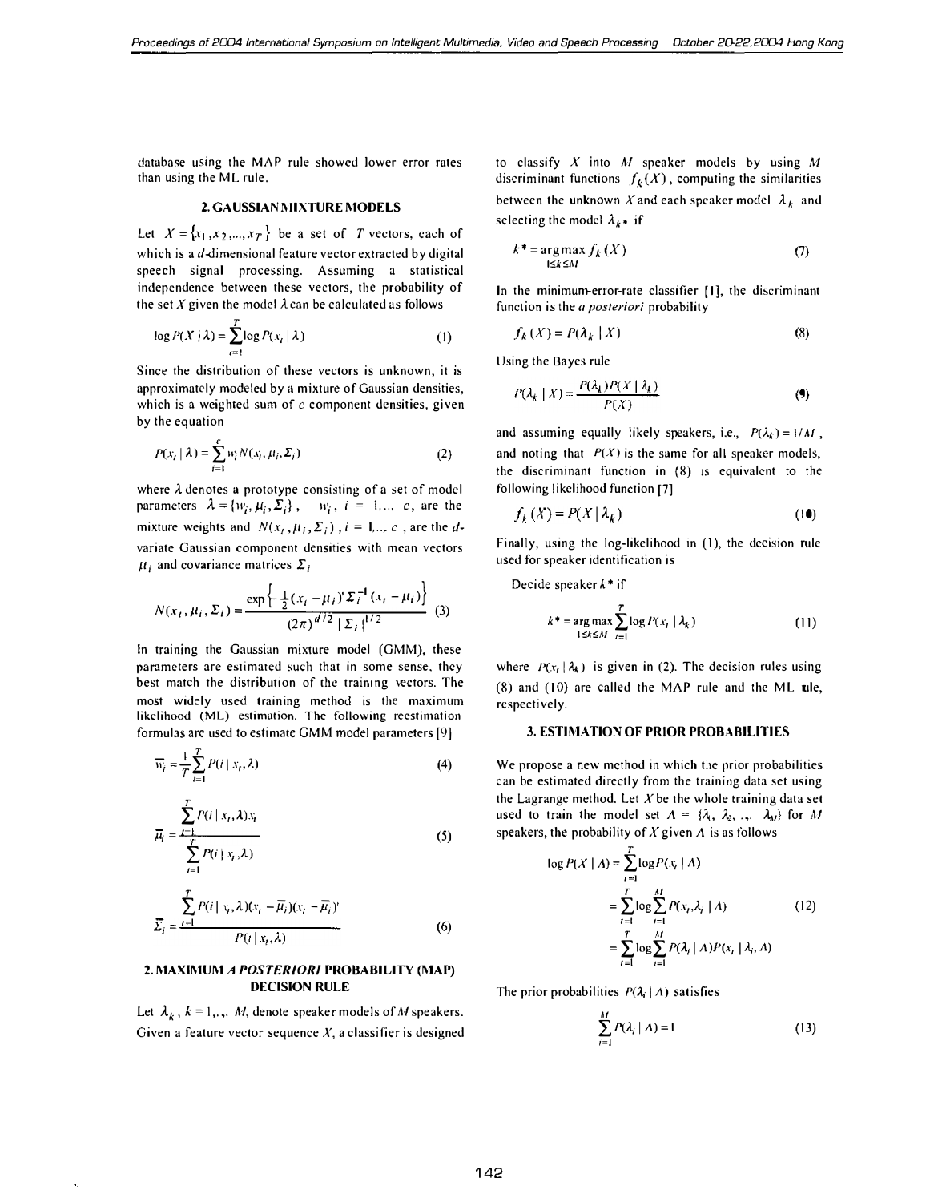database using the MAP rule showed lower error rates than using the ML rule.

## 2. GAUSSIAN MIXTURE MODELS

Let $X = \{x_1, x_2, ..., x_T\}$ be a set of $T$ vectors, each of which is a $d$-dimensional feature vector extracted by digital speech signal processing. Assuming a statistical independence between these vectors, the probability of the set $X$ given the model $\lambda$ can be calculated as follows

$$\log P(X \mid \lambda) = \sum_{t=1}^{T} \log P(x_t \mid \lambda) \tag{1}$$

Since the distribution of these vectors is unknown, it is approximately modeled by a mixture of Gaussian densities, which is a weighted sum of $c$ component densities, given by the equation

$$P(x_t \mid \lambda) = \sum_{i=1}^{c} w_i N(x_t, \mu_i, \Sigma_i) \tag{2}$$

where $\lambda$ denotes a prototype consisting of a set of model parameters $\lambda = \{w_i, \mu_i, \Sigma_i\}$, $w_i$, $i = 1, ..., c$, are the mixture weights and $N(x_t, \mu_i, \Sigma_i)$, $i = 1, ..., c$, are the $d$-variate Gaussian component densities with mean vectors $\mu_i$ and covariance matrices $\Sigma_i$

$$N(x_t, \mu_i, \Sigma_i) = \frac{\exp\left\{-\frac{1}{2}(x_t - \mu_i)' \Sigma_i^{-1} (x_t - \mu_i)\right\}}{(2\pi)^{d/2} \mid \Sigma_i \mid^{1/2}} \tag{3}$$

In training the Gaussian mixture model (GMM), these parameters are estimated such that in some sense, they best match the distribution of the training vectors. The most widely used training method is the maximum likelihood (ML) estimation. The following reestimation formulas are used to estimate GMM model parameters [9]

$$\overline{w}_i = \frac{1}{T} \sum_{t=1}^{T} P(i \mid x_t, \lambda) \tag{4}$$

$$\overline{\mu}_i = \frac{\sum_{t=1}^{T} P(i \mid x_t, \lambda) x_t}{\sum_{t=1}^{T} P(i \mid x_t, \lambda)} \tag{5}$$

$$\overline{\Sigma}_i = \frac{\sum_{t=1}^{T} P(i \mid x_t, \lambda)(x_t - \overline{\mu}_i)(x_t - \overline{\mu}_i)'}{P(i \mid x_t, \lambda)} \tag{6}$$

## 2. MAXIMUM *A POSTERIORI* PROBABILITY (MAP) DECISION RULE

Let $\lambda_k$, $k = 1, .., M$, denote speaker models of $M$ speakers. Given a feature vector sequence $X$, a classifier is designed to classify $X$ into $M$ speaker models by using $M$ discriminant functions $f_k(X)$, computing the similarities between the unknown $X$ and each speaker model $\lambda_k$ and selecting the model $\lambda_{k^*}$ if

$$k^* = \arg\max_{1 \le k \le M} f_k(X) \tag{7}$$

In the minimum-error-rate classifier [1], the discriminant function is the *a posteriori* probability

$$f_k(X) = P(\lambda_k \mid X) \tag{8}$$

Using the Bayes rule

$$P(\lambda_k \mid X) = \frac{P(\lambda_k) P(X \mid \lambda_k)}{P(X)} \tag{9}$$

and assuming equally likely speakers, i.e., $P(\lambda_k) = 1/M$, and noting that $P(X)$ is the same for all speaker models, the discriminant function in (8) is equivalent to the following likelihood function [7]

$$f_k(X) = P(X \mid \lambda_k) \tag{10}$$

Finally, using the log-likelihood in (1), the decision rule used for speaker identification is

Decide speaker $k^*$ if

$$k^* = \arg\max_{1 \le k \le M} \sum_{t=1}^{T} \log P(x_t \mid \lambda_k) \tag{11}$$

where $P(x_t \mid \lambda_k)$ is given in (2). The decision rules using (8) and (10) are called the MAP rule and the ML rule, respectively.

## 3. ESTIMATION OF PRIOR PROBABILITIES

We propose a new method in which the prior probabilities can be estimated directly from the training data set using the Lagrange method. Let $X$ be the whole training data set used to train the model set $\Lambda = \{\lambda_1, \lambda_2, .., \lambda_M\}$ for $M$ speakers, the probability of $X$ given $\Lambda$ is as follows

$$\begin{aligned}
\log P(X \mid \Lambda) &= \sum_{t=1}^{T} \log P(x_t \mid \Lambda) \\
&= \sum_{t=1}^{T} \log \sum_{i=1}^{M} P(x_t, \lambda_i \mid \Lambda) \\
&= \sum_{t=1}^{T} \log \sum_{i=1}^{M} P(\lambda_i \mid \Lambda) P(x_t \mid \lambda_i, \Lambda)
\end{aligned} \tag{12}$$

The prior probabilities $P(\lambda_i \mid \Lambda)$ satisfies

$$\sum_{i=1}^{M} P(\lambda_i \mid \Lambda) = 1 \tag{13}$$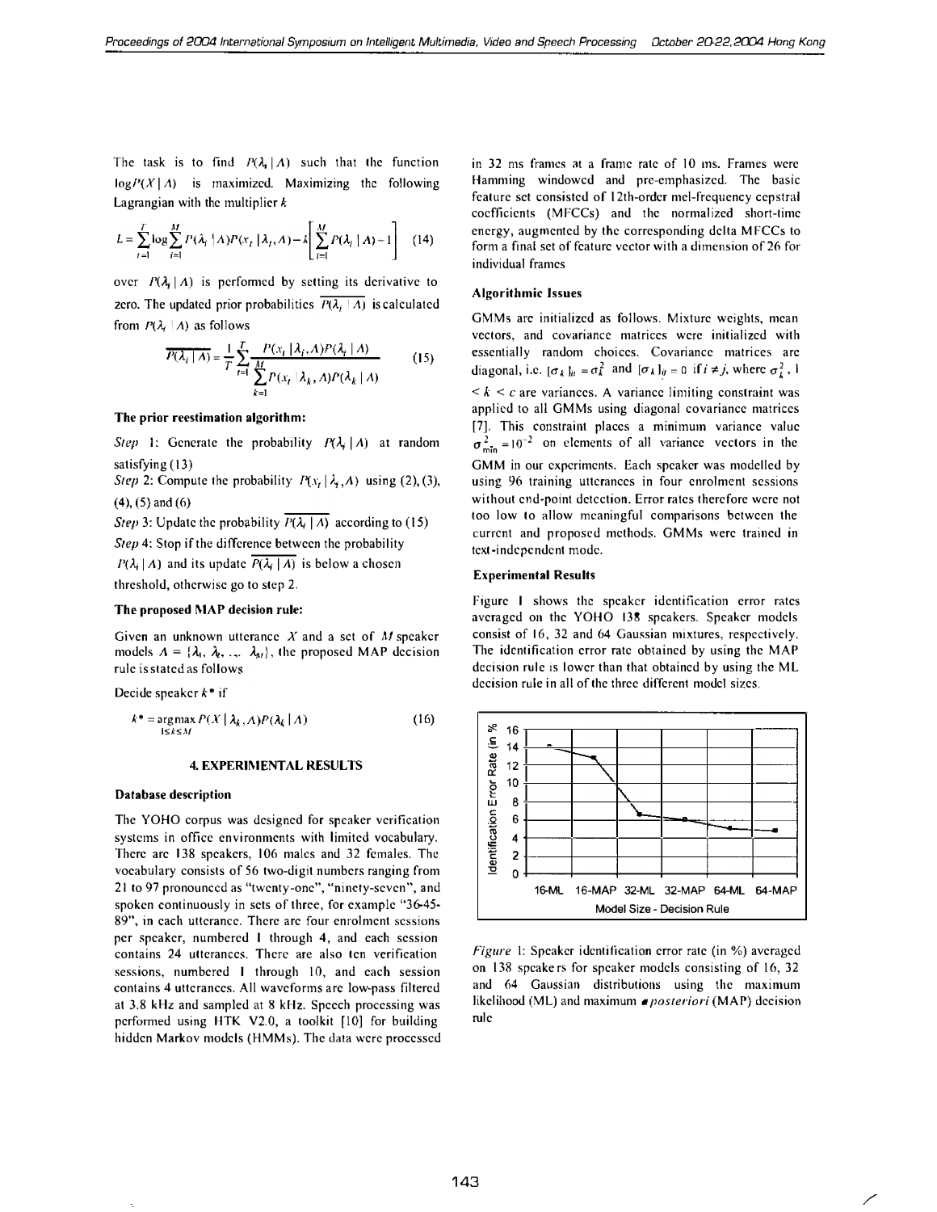The task is to find $P(\lambda_i | \Lambda)$ such that the function $\log P(X | \Lambda)$ is maximized. Maximizing the following Lagrangian with the multiplier $k$

$$L = \sum_{t=1}^{T} \log \sum_{i=1}^{M} P(\lambda_i | \Lambda) P(x_t | \lambda_i, \Lambda) - k \left[ \sum_{i=1}^{M} P(\lambda_i | \Lambda) - 1 \right] \quad (14)$$

over $P(\lambda_i | \Lambda)$ is performed by setting its derivative to zero. The updated prior probabilities $\overline{P(\lambda_i | \Lambda)}$ is calculated from $P(\lambda_i | \Lambda)$ as follows

$$\overline{P(\lambda_i | \Lambda)} = \frac{1}{T} \sum_{t=1}^{T} \frac{P(x_t | \lambda_i, \Lambda) P(\lambda_i | \Lambda)}{\sum_{k=1}^{M} P(x_t | \lambda_k, \Lambda) P(\lambda_k | \Lambda)} \quad (15)$$

**The prior reestimation algorithm:**

*Step* 1: Generate the probability $P(\lambda_i | \Lambda)$ at random satisfying (13)

*Step* 2: Compute the probability $P(x_t | \lambda_i, \Lambda)$ using (2), (3), (4), (5) and (6)

*Step* 3: Update the probability $\overline{P(\lambda_i | \Lambda)}$ according to (15)

*Step* 4: Stop if the difference between the probability $P(\lambda_i | \Lambda)$ and its update $\overline{P(\lambda_i | \Lambda)}$ is below a chosen threshold, otherwise go to step 2.

**The proposed MAP decision rule:**

Given an unknown utterance $X$ and a set of $M$ speaker models $\Lambda = \{\lambda_1, \lambda_2, ..., \lambda_M\}$, the proposed MAP decision rule is stated as follows

Decide speaker $k^*$ if

$$k^* = \underset{1 \le k \le M}{\arg\max}\, P(X | \lambda_k, \Lambda) P(\lambda_k | \Lambda) \quad (16)$$

## 4. EXPERIMENTAL RESULTS

**Database description**

The YOHO corpus was designed for speaker verification systems in office environments with limited vocabulary. There are 138 speakers, 106 males and 32 females. The vocabulary consists of 56 two-digit numbers ranging from 21 to 97 pronounced as "twenty-one", "ninety-seven", and spoken continuously in sets of three, for example "36-45-89", in each utterance. There are four enrolment sessions per speaker, numbered 1 through 4, and each session contains 24 utterances. There are also ten verification sessions, numbered 1 through 10, and each session contains 4 utterances. All waveforms are low-pass filtered at 3.8 kHz and sampled at 8 kHz. Speech processing was performed using HTK V2.0, a toolkit [10] for building hidden Markov models (HMMs). The data were processed in 32 ms frames at a frame rate of 10 ms. Frames were Hamming windowed and pre-emphasized. The basic feature set consisted of 12th-order mel-frequency cepstral coefficients (MFCCs) and the normalized short-time energy, augmented by the corresponding delta MFCCs to form a final set of feature vector with a dimension of 26 for individual frames

**Algorithmic Issues**

GMMs are initialized as follows. Mixture weights, mean vectors, and covariance matrices were initialized with essentially random choices. Covariance matrices are diagonal, i.e. $[\sigma_k]_{ii} = \sigma_k^2$ and $[\sigma_k]_{ij} = 0$ if $i \neq j$, where $\sigma_k^2$, $1 < k < c$ are variances. A variance limiting constraint was applied to all GMMs using diagonal covariance matrices [7]. This constraint places a minimum variance value $\sigma_{\min}^2 = 10^{-2}$ on elements of all variance vectors in the GMM in our experiments. Each speaker was modelled by using 96 training utterances in four enrolment sessions without end-point detection. Error rates therefore were not too low to allow meaningful comparisons between the current and proposed methods. GMMs were trained in text-independent mode.

**Experimental Results**

Figure 1 shows the speaker identification error rates averaged on the YOHO 138 speakers. Speaker models consist of 16, 32 and 64 Gaussian mixtures, respectively. The identification error rate obtained by using the MAP decision rule is lower than that obtained by using the ML decision rule in all of the three different model sizes.

*Figure* 1: Speaker identification error rate (in %) averaged on 138 speakers for speaker models consisting of 16, 32 and 64 Gaussian distributions using the maximum likelihood (ML) and maximum *a posteriori* (MAP) decision rule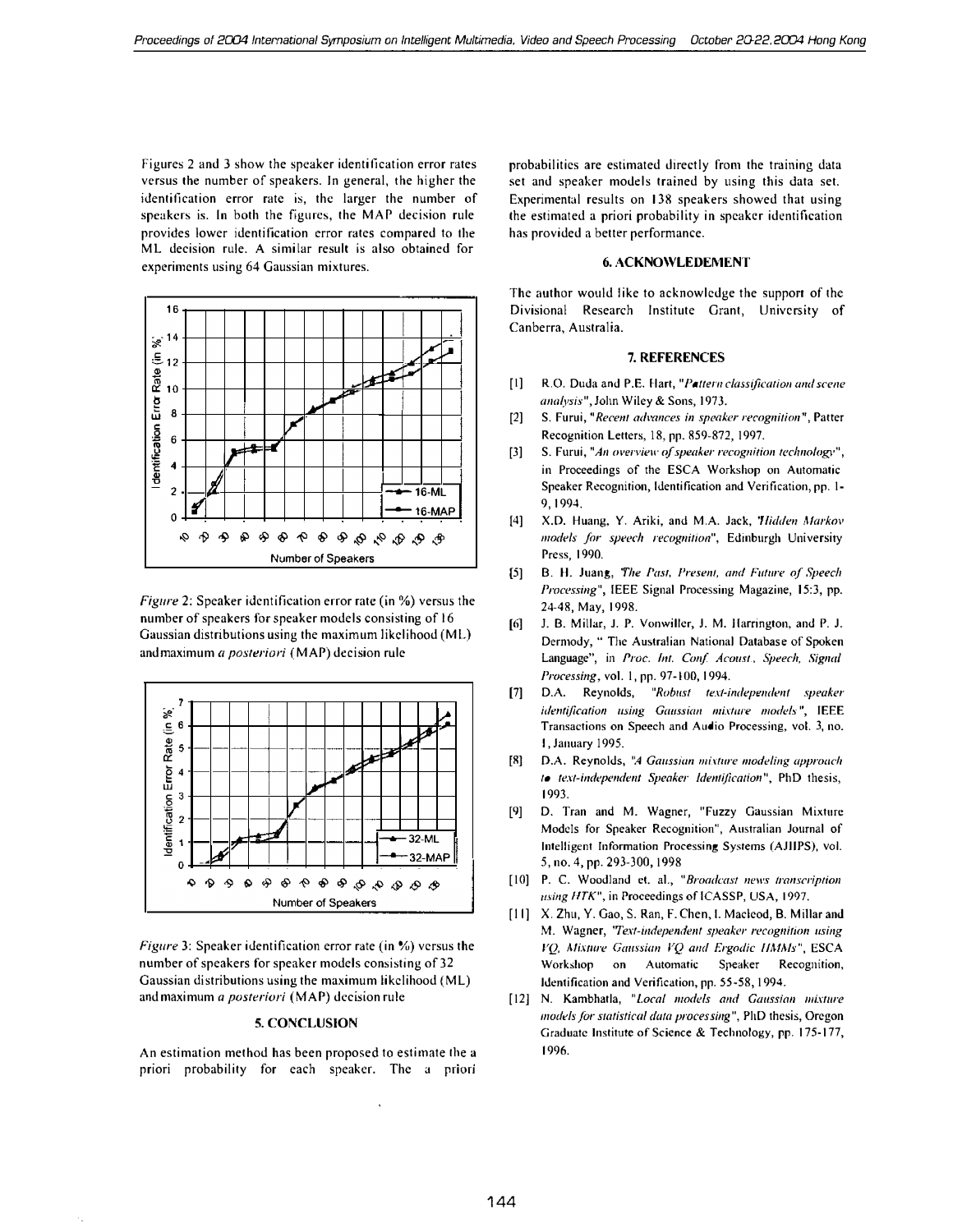Figures 2 and 3 show the speaker identification error rates versus the number of speakers. In general, the higher the identification error rate is, the larger the number of speakers is. In both the figures, the MAP decision rule provides lower identification error rates compared to the ML decision rule. A similar result is also obtained for experiments using 64 Gaussian mixtures.

Identification Error Rate (in %)

16
14
12
10
8
6
4
2
0

10 20 30 40 50 60 70 80 90 100 110 120 130 138

Number of Speakers

16-ML
16-MAP

*Figure* 2: Speaker identification error rate (in %) versus the number of speakers for speaker models consisting of 16 Gaussian distributions using the maximum likelihood (ML) and maximum *a posteriori* (MAP) decision rule

Identification Error Rate (in %)

7
6
5
4
3
2
1
0

10 20 30 40 50 60 70 80 90 100 110 120 130 138

Number of Speakers

32-ML
32-MAP

*Figure* 3: Speaker identification error rate (in %) versus the number of speakers for speaker models consisting of 32 Gaussian distributions using the maximum likelihood (ML) and maximum *a posteriori* (MAP) decision rule

### 5. CONCLUSION

An estimation method has been proposed to estimate the a priori probability for each speaker. The a priori probabilities are estimated directly from the training data set and speaker models trained by using this data set. Experimental results on 138 speakers showed that using the estimated a priori probability in speaker identification has provided a better performance.

### 6. ACKNOWLEDEMENT

The author would like to acknowledge the support of the Divisional Research Institute Grant, University of Canberra, Australia.

### 7. REFERENCES

[1] R.O. Duda and P.E. Hart, "*Pattern classification and scene analysis*", John Wiley & Sons, 1973.

[2] S. Furui, "*Recent advances in speaker recognition*", Patter Recognition Letters, 18, pp. 859-872, 1997.

[3] S. Furui, "*An overview of speaker recognition technology*", in Proceedings of the ESCA Workshop on Automatic Speaker Recognition, Identification and Verification, pp. 1-9, 1994.

[4] X.D. Huang, Y. Ariki, and M.A. Jack, "*Hidden Markov models for speech recognition*", Edinburgh University Press, 1990.

[5] B. H. Juang, "*The Past, Present, and Future of Speech Processing*", IEEE Signal Processing Magazine, 15:3, pp. 24-48, May, 1998.

[6] J. B. Millar, J. P. Vonwiller, J. M. Harrington, and P. J. Dermody, " The Australian National Database of Spoken Language", in *Proc. Int. Conf. Acoust., Speech, Signal Processing*, vol. 1, pp. 97-100, 1994.

[7] D.A. Reynolds, "*Robust text-independent speaker identification using Gaussian mixture models*", IEEE Transactions on Speech and Audio Processing, vol. 3, no. 1, January 1995.

[8] D.A. Reynolds, "*A Gaussian mixture modeling approach to text-independent Speaker Identification*", PhD thesis, 1993.

[9] D. Tran and M. Wagner, "Fuzzy Gaussian Mixture Models for Speaker Recognition", Australian Journal of Intelligent Information Processing Systems (AJIIPS), vol. 5, no. 4, pp. 293-300, 1998

[10] P. C. Woodland et. al., "*Broadcast news transcription using HTK*", in Proceedings of ICASSP, USA, 1997.

[11] X. Zhu, Y. Gao, S. Ran, F. Chen, I. Macleod, B. Millar and M. Wagner, "*Text-independent speaker recognition using VQ, Mixture Gaussian VQ and Ergodic HMMs*", ESCA Workshop on Automatic Speaker Recognition, Identification and Verification, pp. 55-58, 1994.

[12] N. Kambhatla, "*Local models and Gaussian mixture models for statistical data processing*", PhD thesis, Oregon Graduate Institute of Science & Technology, pp. 175-177, 1996.